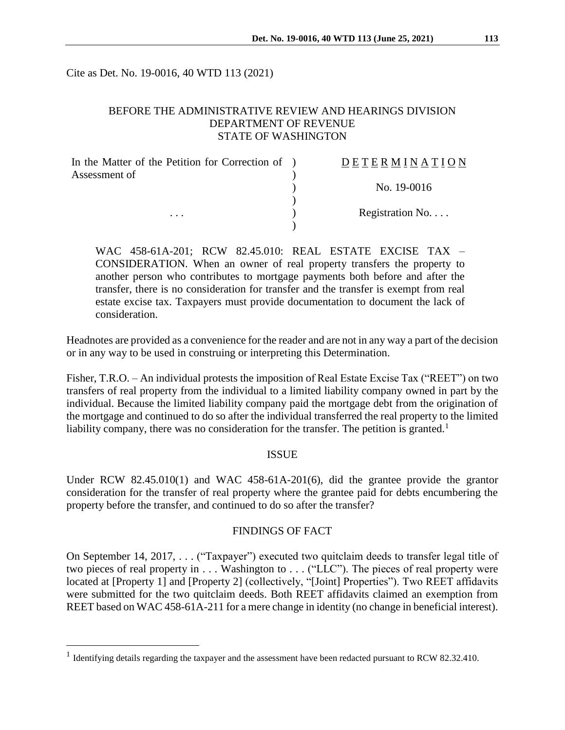Cite as Det. No. 19-0016, 40 WTD 113 (2021)

BEFORE THE ADMINISTRATIVE REVIEW AND HEARINGS DIVISION
DEPARTMENT OF REVENUE
STATE OF WASHINGTON

| In the Matter of the Petition for Correction of Assessment of | D E T E R M I N A T I O N |
|---|---|
| | No. 19-0016 |
| . . . | Registration No. . . . |

WAC 458-61A-201; RCW 82.45.010: REAL ESTATE EXCISE TAX – CONSIDERATION. When an owner of real property transfers the property to another person who contributes to mortgage payments both before and after the transfer, there is no consideration for transfer and the transfer is exempt from real estate excise tax. Taxpayers must provide documentation to document the lack of consideration.

Headnotes are provided as a convenience for the reader and are not in any way a part of the decision or in any way to be used in construing or interpreting this Determination.

Fisher, T.R.O. – An individual protests the imposition of Real Estate Excise Tax ("REET") on two transfers of real property from the individual to a limited liability company owned in part by the individual. Because the limited liability company paid the mortgage debt from the origination of the mortgage and continued to do so after the individual transferred the real property to the limited liability company, there was no consideration for the transfer. The petition is granted.[1]

## ISSUE

Under RCW 82.45.010(1) and WAC 458-61A-201(6), did the grantee provide the grantor consideration for the transfer of real property where the grantee paid for debts encumbering the property before the transfer, and continued to do so after the transfer?

## FINDINGS OF FACT

On September 14, 2017, . . . ("Taxpayer") executed two quitclaim deeds to transfer legal title of two pieces of real property in . . . Washington to . . . ("LLC"). The pieces of real property were located at [Property 1] and [Property 2] (collectively, "[Joint] Properties"). Two REET affidavits were submitted for the two quitclaim deeds. Both REET affidavits claimed an exemption from REET based on WAC 458-61A-211 for a mere change in identity (no change in beneficial interest).

---

[1] Identifying details regarding the taxpayer and the assessment have been redacted pursuant to RCW 82.32.410.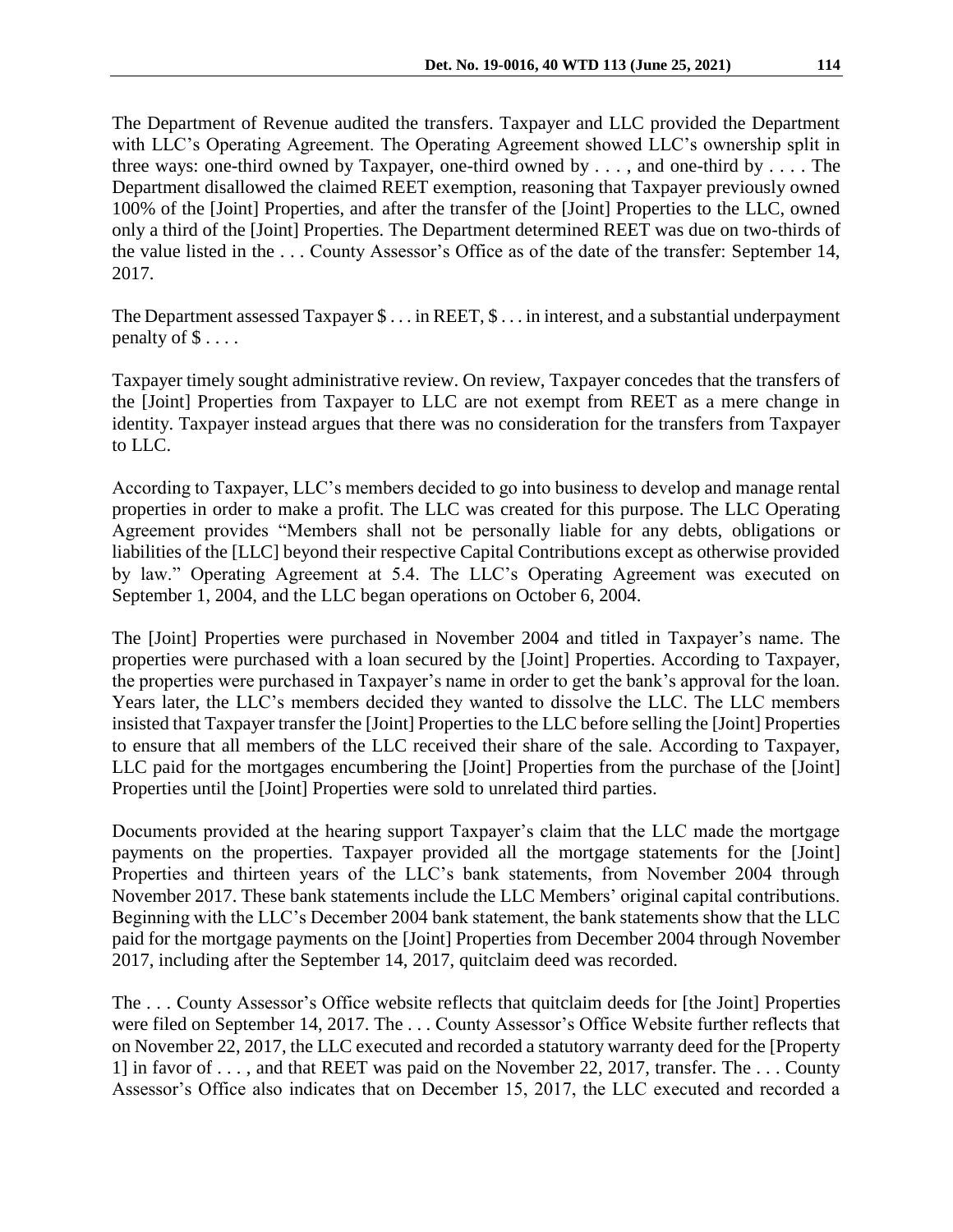The Department of Revenue audited the transfers. Taxpayer and LLC provided the Department with LLC's Operating Agreement. The Operating Agreement showed LLC's ownership split in three ways: one-third owned by Taxpayer, one-third owned by . . . , and one-third by . . . . The Department disallowed the claimed REET exemption, reasoning that Taxpayer previously owned 100% of the [Joint] Properties, and after the transfer of the [Joint] Properties to the LLC, owned only a third of the [Joint] Properties. The Department determined REET was due on two-thirds of the value listed in the . . . County Assessor's Office as of the date of the transfer: September 14, 2017.

The Department assessed Taxpayer $ . . . in REET, $ . . . in interest, and a substantial underpayment penalty of $ . . . .

Taxpayer timely sought administrative review. On review, Taxpayer concedes that the transfers of the [Joint] Properties from Taxpayer to LLC are not exempt from REET as a mere change in identity. Taxpayer instead argues that there was no consideration for the transfers from Taxpayer to LLC.

According to Taxpayer, LLC's members decided to go into business to develop and manage rental properties in order to make a profit. The LLC was created for this purpose. The LLC Operating Agreement provides "Members shall not be personally liable for any debts, obligations or liabilities of the [LLC] beyond their respective Capital Contributions except as otherwise provided by law." Operating Agreement at 5.4. The LLC's Operating Agreement was executed on September 1, 2004, and the LLC began operations on October 6, 2004.

The [Joint] Properties were purchased in November 2004 and titled in Taxpayer's name. The properties were purchased with a loan secured by the [Joint] Properties. According to Taxpayer, the properties were purchased in Taxpayer's name in order to get the bank's approval for the loan. Years later, the LLC's members decided they wanted to dissolve the LLC. The LLC members insisted that Taxpayer transfer the [Joint] Properties to the LLC before selling the [Joint] Properties to ensure that all members of the LLC received their share of the sale. According to Taxpayer, LLC paid for the mortgages encumbering the [Joint] Properties from the purchase of the [Joint] Properties until the [Joint] Properties were sold to unrelated third parties.

Documents provided at the hearing support Taxpayer's claim that the LLC made the mortgage payments on the properties. Taxpayer provided all the mortgage statements for the [Joint] Properties and thirteen years of the LLC's bank statements, from November 2004 through November 2017. These bank statements include the LLC Members' original capital contributions. Beginning with the LLC's December 2004 bank statement, the bank statements show that the LLC paid for the mortgage payments on the [Joint] Properties from December 2004 through November 2017, including after the September 14, 2017, quitclaim deed was recorded.

The . . . County Assessor's Office website reflects that quitclaim deeds for [the Joint] Properties were filed on September 14, 2017. The . . . County Assessor's Office Website further reflects that on November 22, 2017, the LLC executed and recorded a statutory warranty deed for the [Property 1] in favor of . . . , and that REET was paid on the November 22, 2017, transfer. The . . . County Assessor's Office also indicates that on December 15, 2017, the LLC executed and recorded a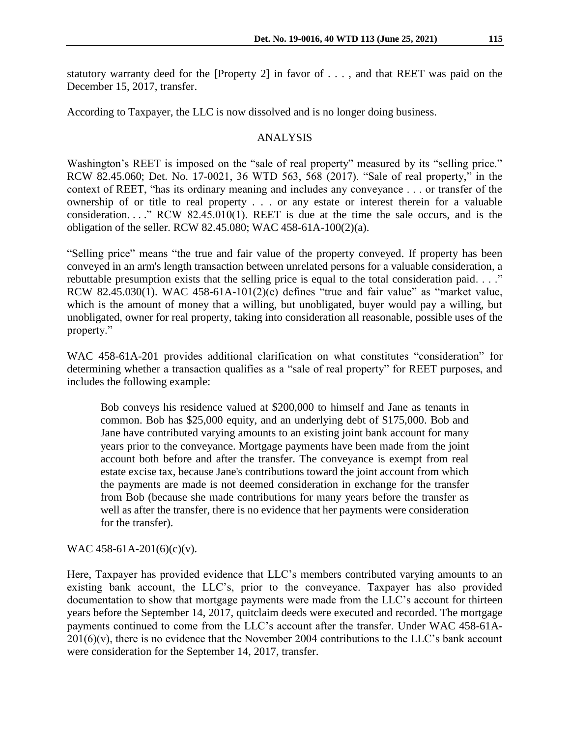statutory warranty deed for the [Property 2] in favor of . . . , and that REET was paid on the December 15, 2017, transfer.

According to Taxpayer, the LLC is now dissolved and is no longer doing business.

## ANALYSIS

Washington's REET is imposed on the "sale of real property" measured by its "selling price." RCW 82.45.060; Det. No. 17-0021, 36 WTD 563, 568 (2017). "Sale of real property," in the context of REET, "has its ordinary meaning and includes any conveyance . . . or transfer of the ownership of or title to real property . . . or any estate or interest therein for a valuable consideration. . . ." RCW 82.45.010(1). REET is due at the time the sale occurs, and is the obligation of the seller. RCW 82.45.080; WAC 458-61A-100(2)(a).

"Selling price" means "the true and fair value of the property conveyed. If property has been conveyed in an arm's length transaction between unrelated persons for a valuable consideration, a rebuttable presumption exists that the selling price is equal to the total consideration paid. . . ." RCW 82.45.030(1). WAC 458-61A-101(2)(c) defines "true and fair value" as "market value, which is the amount of money that a willing, but unobligated, buyer would pay a willing, but unobligated, owner for real property, taking into consideration all reasonable, possible uses of the property."

WAC 458-61A-201 provides additional clarification on what constitutes "consideration" for determining whether a transaction qualifies as a "sale of real property" for REET purposes, and includes the following example:

> Bob conveys his residence valued at $200,000 to himself and Jane as tenants in common. Bob has $25,000 equity, and an underlying debt of $175,000. Bob and Jane have contributed varying amounts to an existing joint bank account for many years prior to the conveyance. Mortgage payments have been made from the joint account both before and after the transfer. The conveyance is exempt from real estate excise tax, because Jane's contributions toward the joint account from which the payments are made is not deemed consideration in exchange for the transfer from Bob (because she made contributions for many years before the transfer as well as after the transfer, there is no evidence that her payments were consideration for the transfer).

WAC 458-61A-201(6)(c)(v).

Here, Taxpayer has provided evidence that LLC's members contributed varying amounts to an existing bank account, the LLC's, prior to the conveyance. Taxpayer has also provided documentation to show that mortgage payments were made from the LLC's account for thirteen years before the September 14, 2017, quitclaim deeds were executed and recorded. The mortgage payments continued to come from the LLC's account after the transfer. Under WAC 458-61A-201(6)(v), there is no evidence that the November 2004 contributions to the LLC's bank account were consideration for the September 14, 2017, transfer.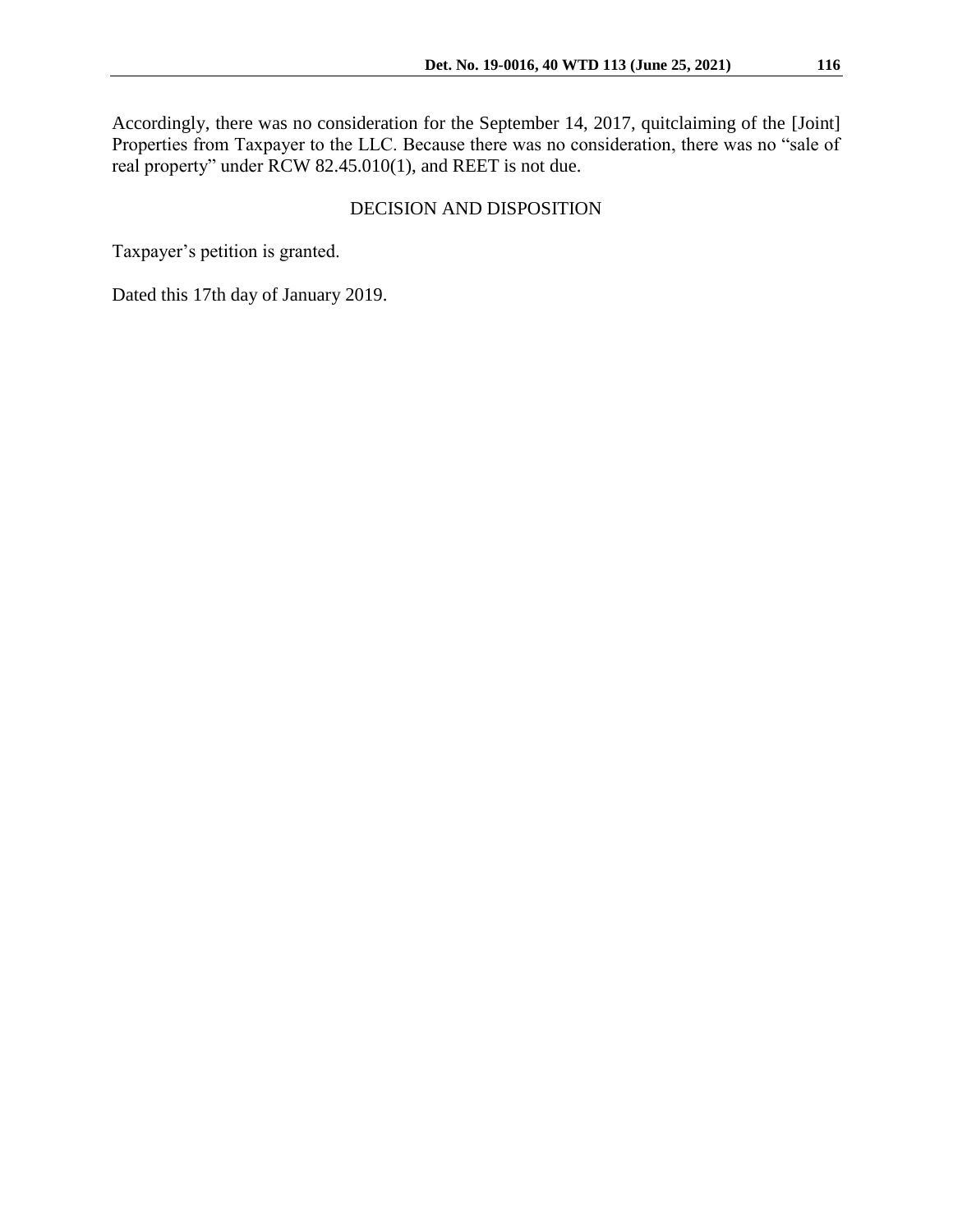Accordingly, there was no consideration for the September 14, 2017, quitclaiming of the [Joint] Properties from Taxpayer to the LLC. Because there was no consideration, there was no "sale of real property" under RCW 82.45.010(1), and REET is not due.

## DECISION AND DISPOSITION

Taxpayer's petition is granted.

Dated this 17th day of January 2019.